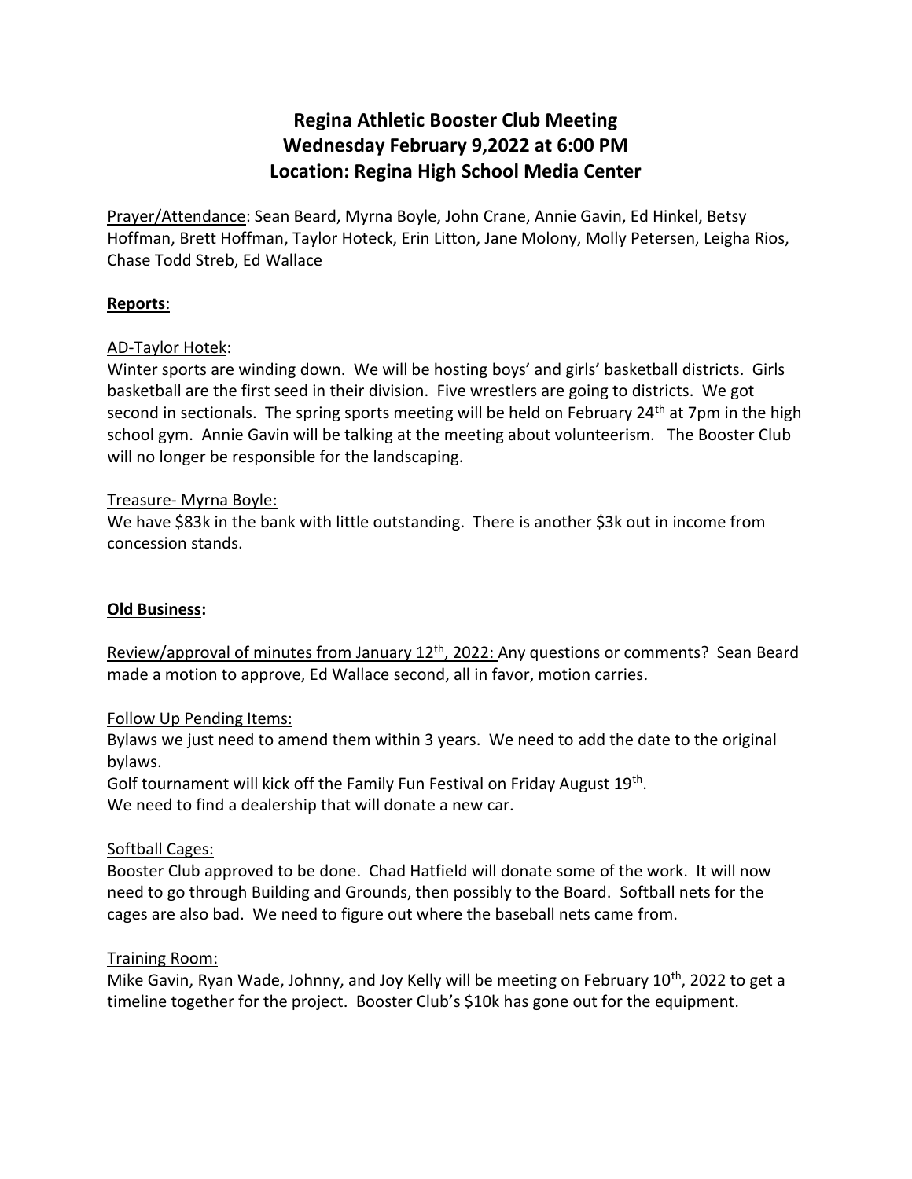# Regina Athletic Booster Club Meeting
# Wednesday February 9,2022 at 6:00 PM
# Location: Regina High School Media Center

Prayer/Attendance: Sean Beard, Myrna Boyle, John Crane, Annie Gavin, Ed Hinkel, Betsy Hoffman, Brett Hoffman, Taylor Hoteck, Erin Litton, Jane Molony, Molly Petersen, Leigha Rios, Chase Todd Streb, Ed Wallace

**Reports**:

AD-Taylor Hotek:
Winter sports are winding down. We will be hosting boys' and girls' basketball districts. Girls basketball are the first seed in their division. Five wrestlers are going to districts. We got second in sectionals. The spring sports meeting will be held on February 24th at 7pm in the high school gym. Annie Gavin will be talking at the meeting about volunteerism. The Booster Club will no longer be responsible for the landscaping.

Treasure- Myrna Boyle:
We have $83k in the bank with little outstanding. There is another $3k out in income from concession stands.

**Old Business:**

Review/approval of minutes from January 12th, 2022: Any questions or comments? Sean Beard made a motion to approve, Ed Wallace second, all in favor, motion carries.

Follow Up Pending Items:
Bylaws we just need to amend them within 3 years. We need to add the date to the original bylaws.
Golf tournament will kick off the Family Fun Festival on Friday August 19th.
We need to find a dealership that will donate a new car.

Softball Cages:
Booster Club approved to be done. Chad Hatfield will donate some of the work. It will now need to go through Building and Grounds, then possibly to the Board. Softball nets for the cages are also bad. We need to figure out where the baseball nets came from.

Training Room:
Mike Gavin, Ryan Wade, Johnny, and Joy Kelly will be meeting on February 10th, 2022 to get a timeline together for the project. Booster Club's $10k has gone out for the equipment.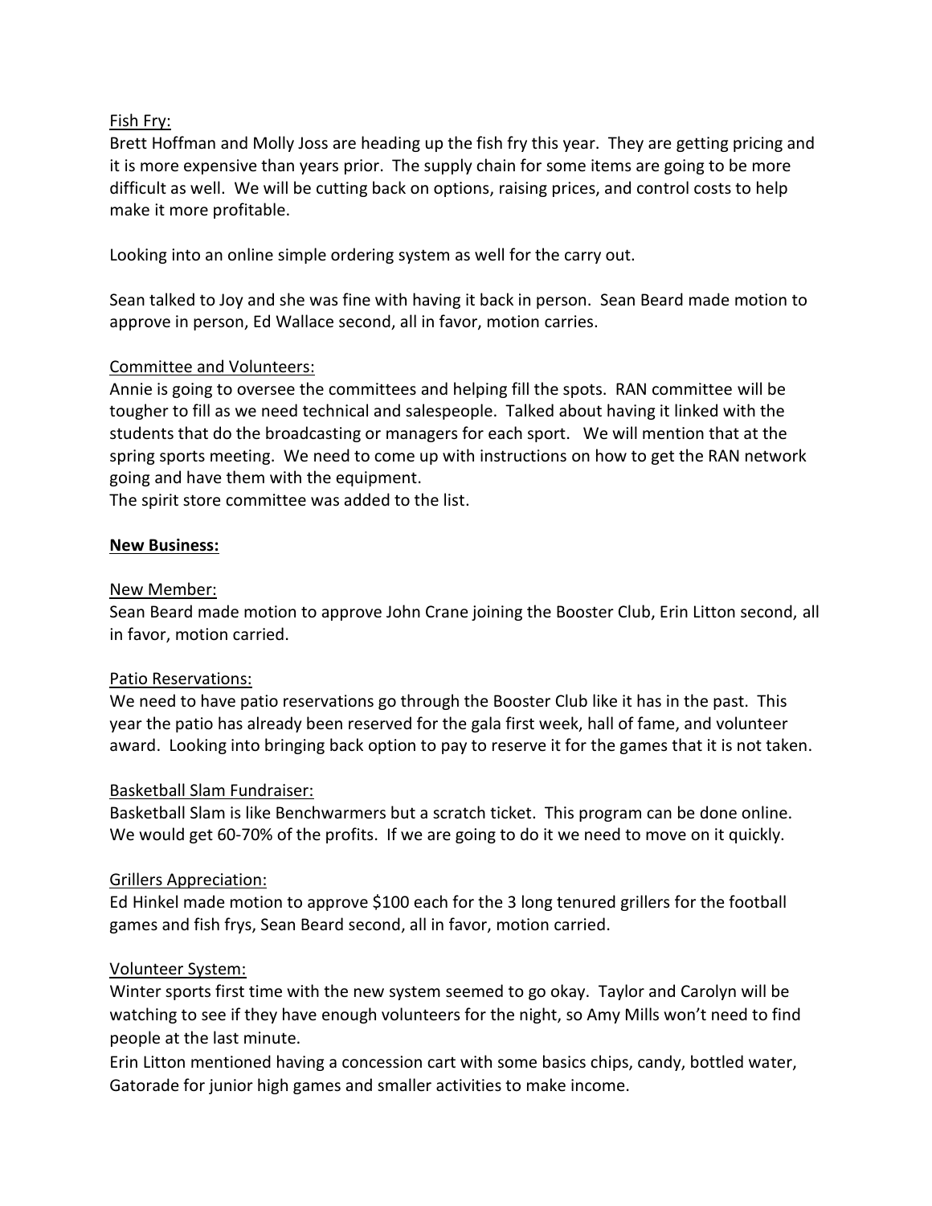Fish Fry:

Brett Hoffman and Molly Joss are heading up the fish fry this year. They are getting pricing and it is more expensive than years prior. The supply chain for some items are going to be more difficult as well. We will be cutting back on options, raising prices, and control costs to help make it more profitable.

Looking into an online simple ordering system as well for the carry out.

Sean talked to Joy and she was fine with having it back in person. Sean Beard made motion to approve in person, Ed Wallace second, all in favor, motion carries.

Committee and Volunteers:

Annie is going to oversee the committees and helping fill the spots. RAN committee will be tougher to fill as we need technical and salespeople. Talked about having it linked with the students that do the broadcasting or managers for each sport. We will mention that at the spring sports meeting. We need to come up with instructions on how to get the RAN network going and have them with the equipment.

The spirit store committee was added to the list.

**New Business:**

New Member:

Sean Beard made motion to approve John Crane joining the Booster Club, Erin Litton second, all in favor, motion carried.

Patio Reservations:

We need to have patio reservations go through the Booster Club like it has in the past. This year the patio has already been reserved for the gala first week, hall of fame, and volunteer award. Looking into bringing back option to pay to reserve it for the games that it is not taken.

Basketball Slam Fundraiser:

Basketball Slam is like Benchwarmers but a scratch ticket. This program can be done online. We would get 60-70% of the profits. If we are going to do it we need to move on it quickly.

Grillers Appreciation:

Ed Hinkel made motion to approve $100 each for the 3 long tenured grillers for the football games and fish frys, Sean Beard second, all in favor, motion carried.

Volunteer System:

Winter sports first time with the new system seemed to go okay. Taylor and Carolyn will be watching to see if they have enough volunteers for the night, so Amy Mills won't need to find people at the last minute.

Erin Litton mentioned having a concession cart with some basics chips, candy, bottled water, Gatorade for junior high games and smaller activities to make income.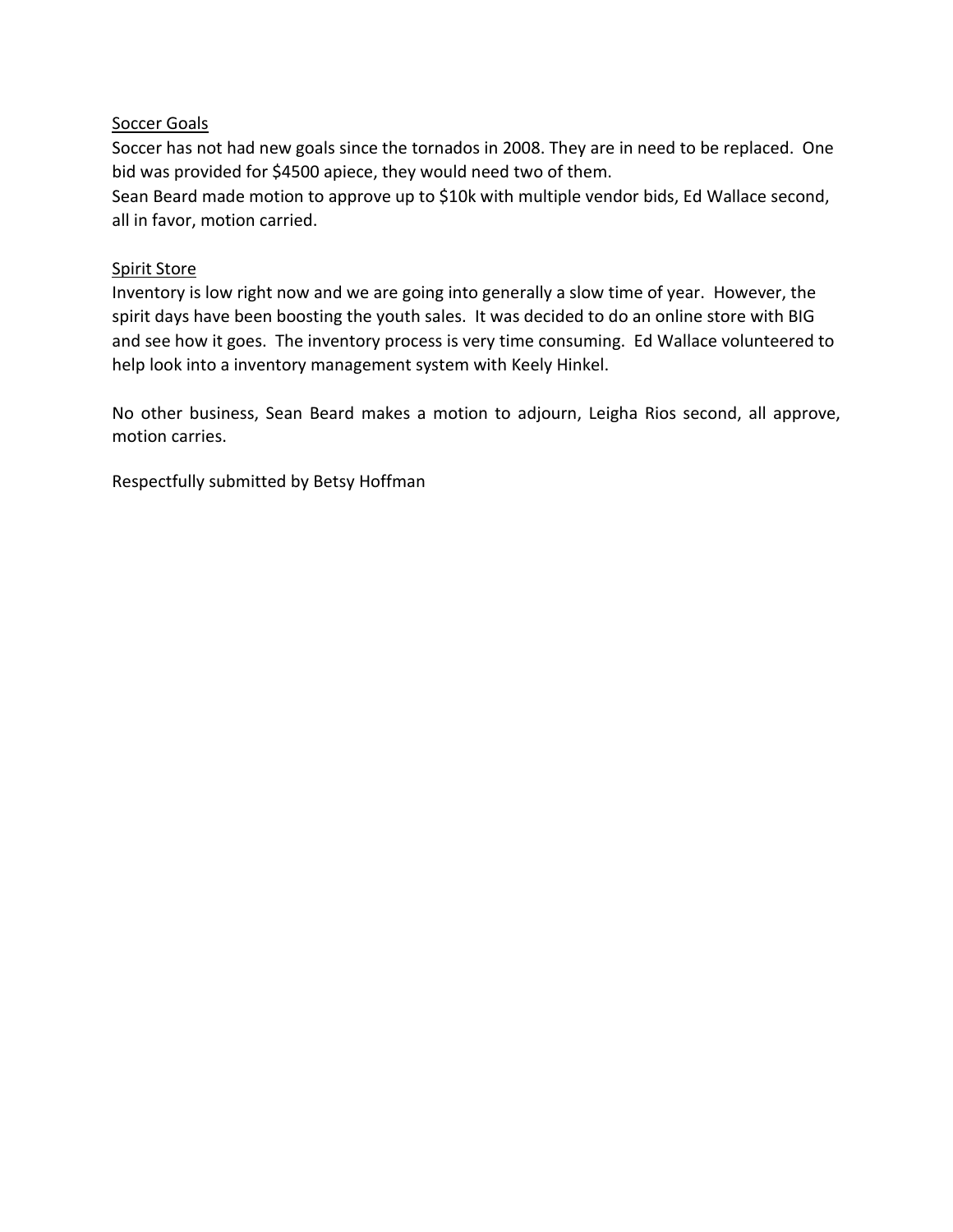<u>Soccer Goals</u>

Soccer has not had new goals since the tornados in 2008. They are in need to be replaced. One bid was provided for $4500 apiece, they would need two of them.
Sean Beard made motion to approve up to $10k with multiple vendor bids, Ed Wallace second, all in favor, motion carried.

<u>Spirit Store</u>

Inventory is low right now and we are going into generally a slow time of year. However, the spirit days have been boosting the youth sales. It was decided to do an online store with BIG and see how it goes. The inventory process is very time consuming. Ed Wallace volunteered to help look into a inventory management system with Keely Hinkel.

No other business, Sean Beard makes a motion to adjourn, Leigha Rios second, all approve, motion carries.

Respectfully submitted by Betsy Hoffman